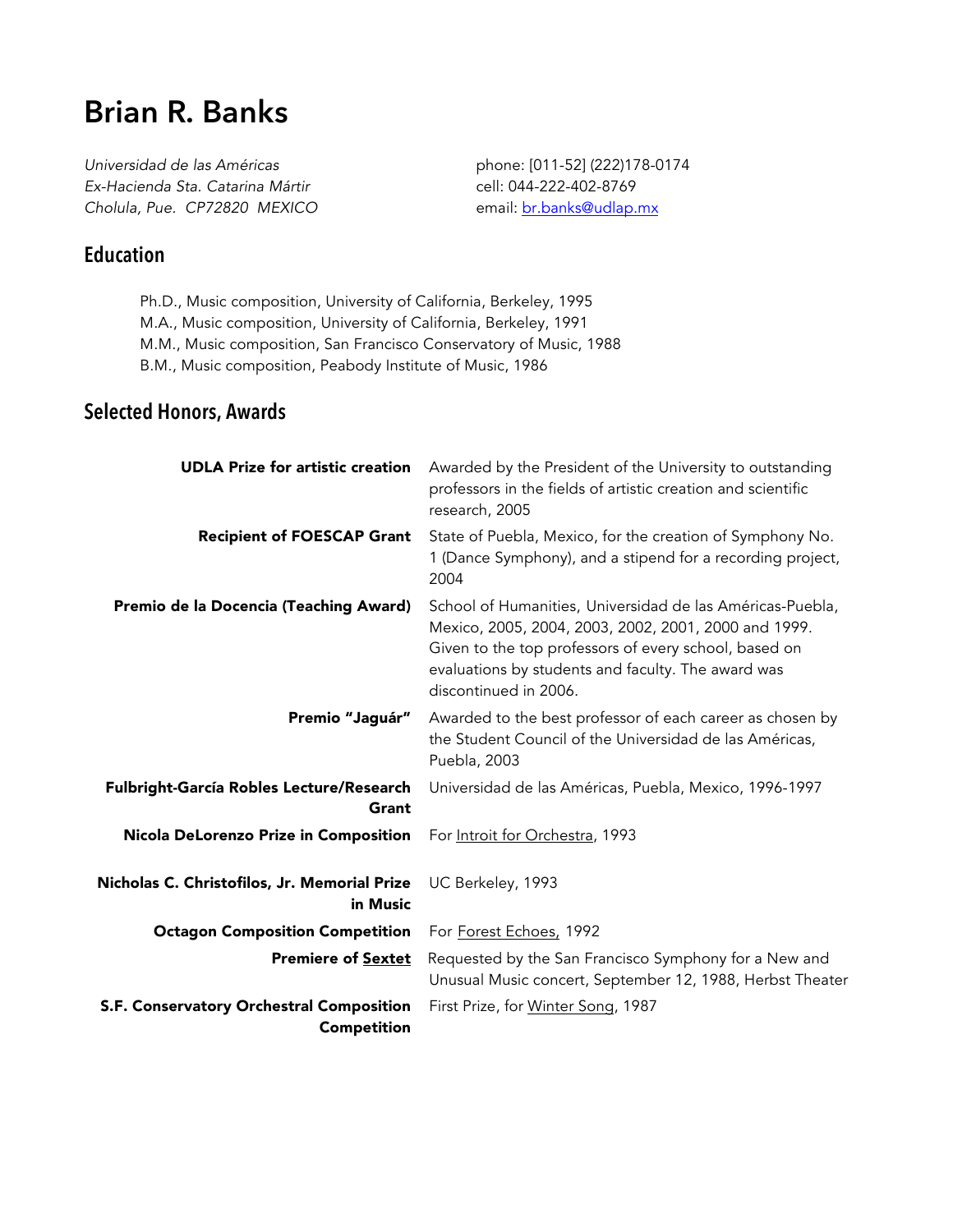# Brian R. Banks

*Universidad de las Américas*
*Ex-Hacienda Sta. Catarina Mártir*
*Cholula, Pue. CP72820 MEXICO*

phone: [011-52] (222)178-0174
cell: 044-222-402-8769
email: br.banks@udlap.mx

## Education

Ph.D., Music composition, University of California, Berkeley, 1995
M.A., Music composition, University of California, Berkeley, 1991
M.M., Music composition, San Francisco Conservatory of Music, 1988
B.M., Music composition, Peabody Institute of Music, 1986

## Selected Honors, Awards

| | |
|---|---|
| **UDLA Prize for artistic creation** | Awarded by the President of the University to outstanding professors in the fields of artistic creation and scientific research, 2005 |
| **Recipient of FOESCAP Grant** | State of Puebla, Mexico, for the creation of Symphony No. 1 (Dance Symphony), and a stipend for a recording project, 2004 |
| **Premio de la Docencia (Teaching Award)** | School of Humanities, Universidad de las Américas-Puebla, Mexico, 2005, 2004, 2003, 2002, 2001, 2000 and 1999. Given to the top professors of every school, based on evaluations by students and faculty. The award was discontinued in 2006. |
| **Premio "Jaguár"** | Awarded to the best professor of each career as chosen by the Student Council of the Universidad de las Américas, Puebla, 2003 |
| **Fulbright-García Robles Lecture/Research Grant** | Universidad de las Américas, Puebla, Mexico, 1996-1997 |
| **Nicola DeLorenzo Prize in Composition** | For Introit for Orchestra, 1993 |
| **Nicholas C. Christofilos, Jr. Memorial Prize in Music** | UC Berkeley, 1993 |
| **Octagon Composition Competition** | For Forest Echoes, 1992 |
| **Premiere of Sextet** | Requested by the San Francisco Symphony for a New and Unusual Music concert, September 12, 1988, Herbst Theater |
| **S.F. Conservatory Orchestral Composition Competition** | First Prize, for Winter Song, 1987 |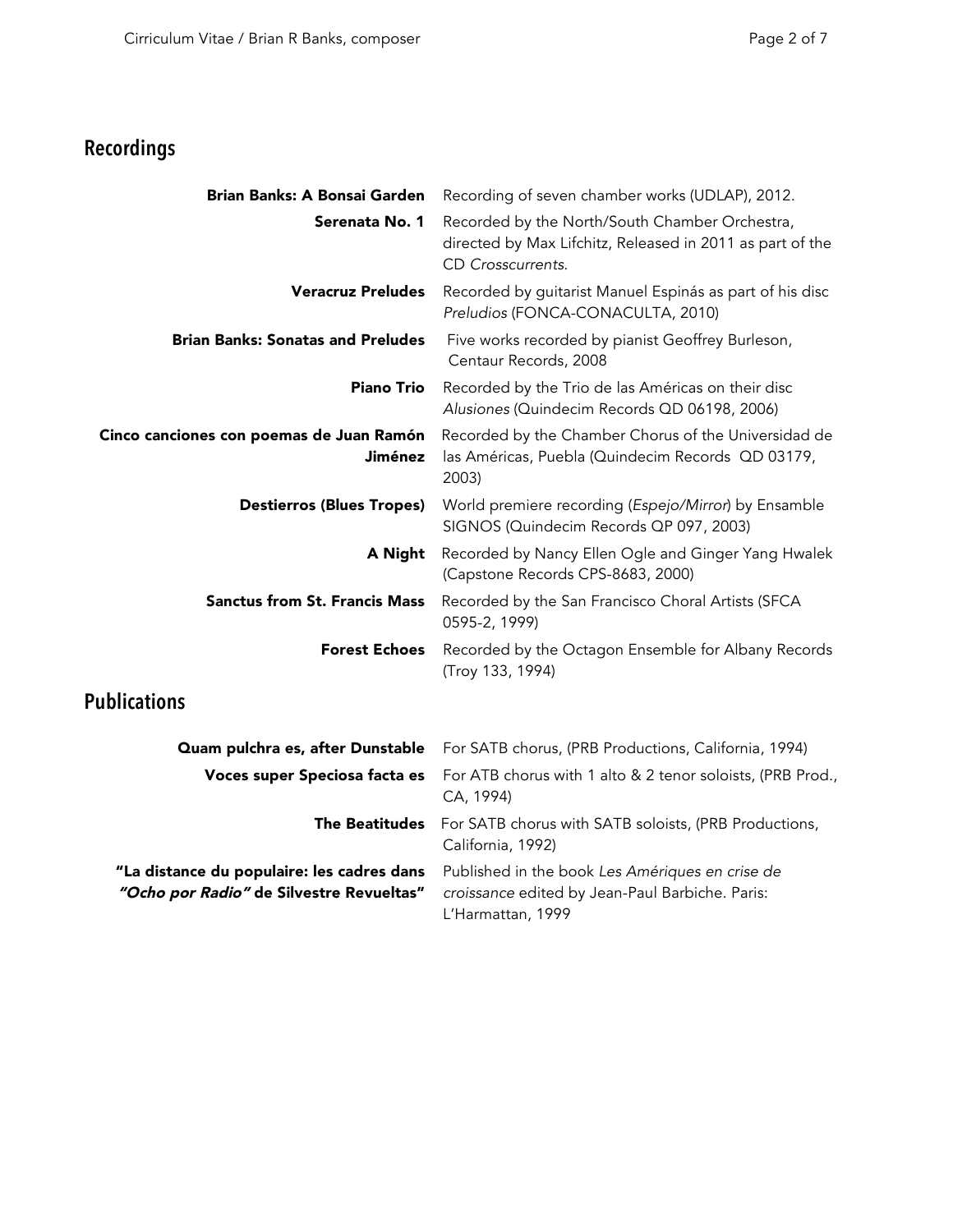## Recordings

| | |
|---|---|
| **Brian Banks: A Bonsai Garden** | Recording of seven chamber works (UDLAP), 2012. |
| **Serenata No. 1** | Recorded by the North/South Chamber Orchestra, directed by Max Lifchitz, Released in 2011 as part of the CD *Crosscurrents*. |
| **Veracruz Preludes** | Recorded by guitarist Manuel Espinás as part of his disc *Preludios* (FONCA-CONACULTA, 2010) |
| **Brian Banks: Sonatas and Preludes** | Five works recorded by pianist Geoffrey Burleson, Centaur Records, 2008 |
| **Piano Trio** | Recorded by the Trio de las Américas on their disc *Alusiones* (Quindecim Records QD 06198, 2006) |
| **Cinco canciones con poemas de Juan Ramón Jiménez** | Recorded by the Chamber Chorus of the Universidad de las Américas, Puebla (Quindecim Records QD 03179, 2003) |
| **Destierros (Blues Tropes)** | World premiere recording (*Espejo/Mirror*) by Ensamble SIGNOS (Quindecim Records QP 097, 2003) |
| **A Night** | Recorded by Nancy Ellen Ogle and Ginger Yang Hwalek (Capstone Records CPS-8683, 2000) |
| **Sanctus from St. Francis Mass** | Recorded by the San Francisco Choral Artists (SFCA 0595-2, 1999) |
| **Forest Echoes** | Recorded by the Octagon Ensemble for Albany Records (Troy 133, 1994) |

## Publications

| | |
|---|---|
| **Quam pulchra es, after Dunstable** | For SATB chorus, (PRB Productions, California, 1994) |
| **Voces super Speciosa facta es** | For ATB chorus with 1 alto & 2 tenor soloists, (PRB Prod., CA, 1994) |
| **The Beatitudes** | For SATB chorus with SATB soloists, (PRB Productions, California, 1992) |
| **"La distance du populaire: les cadres dans *"Ocho por Radio"* de Silvestre Revueltas"** | Published in the book *Les Amériques en crise de croissance* edited by Jean-Paul Barbiche. Paris: L'Harmattan, 1999 |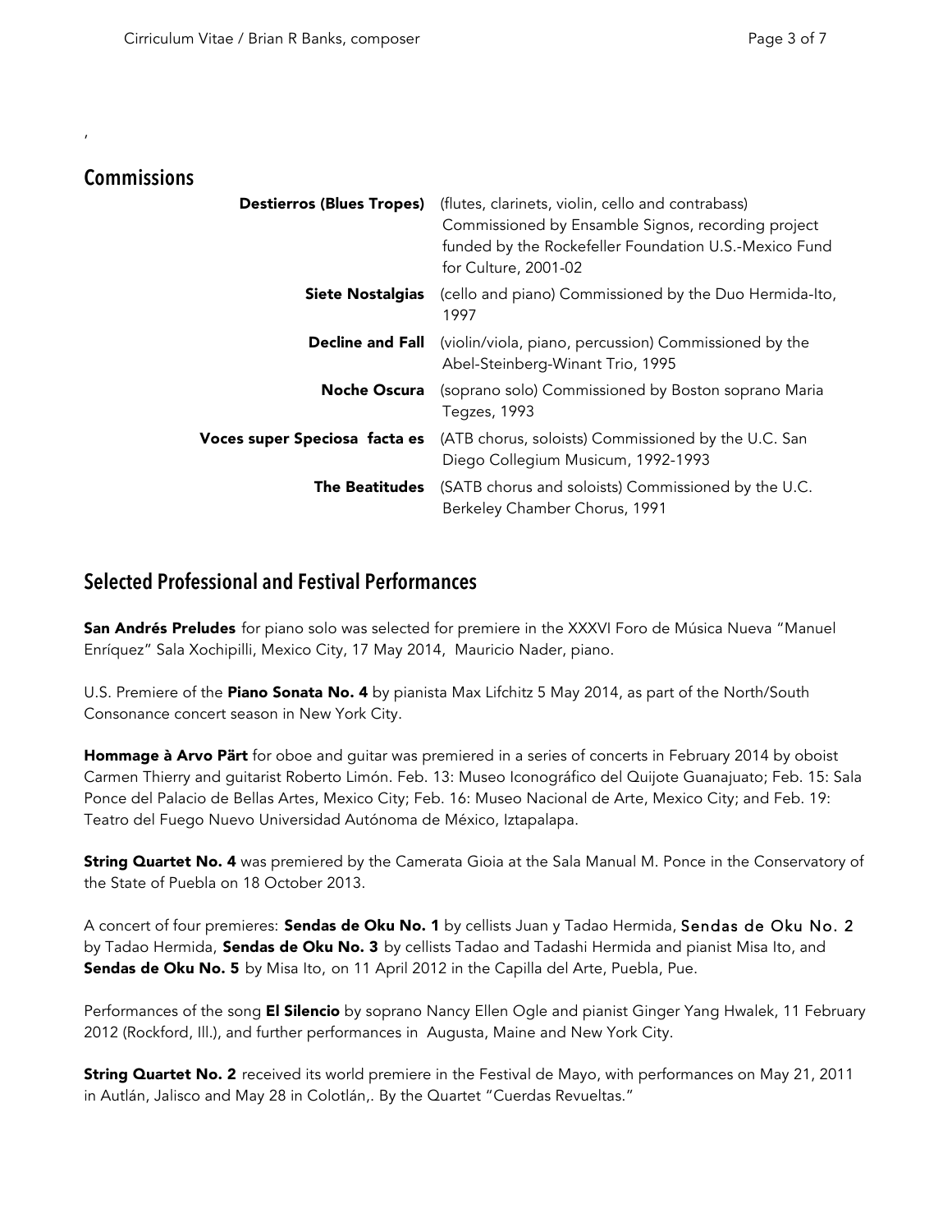,

## Commissions

**Destierros (Blues Tropes)** (flutes, clarinets, violin, cello and contrabass) Commissioned by Ensamble Signos, recording project funded by the Rockefeller Foundation U.S.-Mexico Fund for Culture, 2001-02

**Siete Nostalgias** (cello and piano) Commissioned by the Duo Hermida-Ito, 1997

**Decline and Fall** (violin/viola, piano, percussion) Commissioned by the Abel-Steinberg-Winant Trio, 1995

**Noche Oscura** (soprano solo) Commissioned by Boston soprano Maria Tegzes, 1993

**Voces super Speciosa facta es** (ATB chorus, soloists) Commissioned by the U.C. San Diego Collegium Musicum, 1992-1993

**The Beatitudes** (SATB chorus and soloists) Commissioned by the U.C. Berkeley Chamber Chorus, 1991

## Selected Professional and Festival Performances

**San Andrés Preludes** for piano solo was selected for premiere in the XXXVI Foro de Música Nueva "Manuel Enríquez" Sala Xochipilli, Mexico City, 17 May 2014, Mauricio Nader, piano.

U.S. Premiere of the **Piano Sonata No. 4** by pianista Max Lifchitz 5 May 2014, as part of the North/South Consonance concert season in New York City.

**Hommage à Arvo Pärt** for oboe and guitar was premiered in a series of concerts in February 2014 by oboist Carmen Thierry and guitarist Roberto Limón. Feb. 13: Museo Iconográfico del Quijote Guanajuato; Feb. 15: Sala Ponce del Palacio de Bellas Artes, Mexico City; Feb. 16: Museo Nacional de Arte, Mexico City; and Feb. 19: Teatro del Fuego Nuevo Universidad Autónoma de México, Iztapalapa.

**String Quartet No. 4** was premiered by the Camerata Gioia at the Sala Manual M. Ponce in the Conservatory of the State of Puebla on 18 October 2013.

A concert of four premieres: **Sendas de Oku No. 1** by cellists Juan y Tadao Hermida, Sendas de Oku No. 2 by Tadao Hermida, **Sendas de Oku No. 3** by cellists Tadao and Tadashi Hermida and pianist Misa Ito, and **Sendas de Oku No. 5** by Misa Ito, on 11 April 2012 in the Capilla del Arte, Puebla, Pue.

Performances of the song **El Silencio** by soprano Nancy Ellen Ogle and pianist Ginger Yang Hwalek, 11 February 2012 (Rockford, Ill.), and further performances in Augusta, Maine and New York City.

**String Quartet No. 2** received its world premiere in the Festival de Mayo, with performances on May 21, 2011 in Autlán, Jalisco and May 28 in Colotlán,. By the Quartet "Cuerdas Revueltas."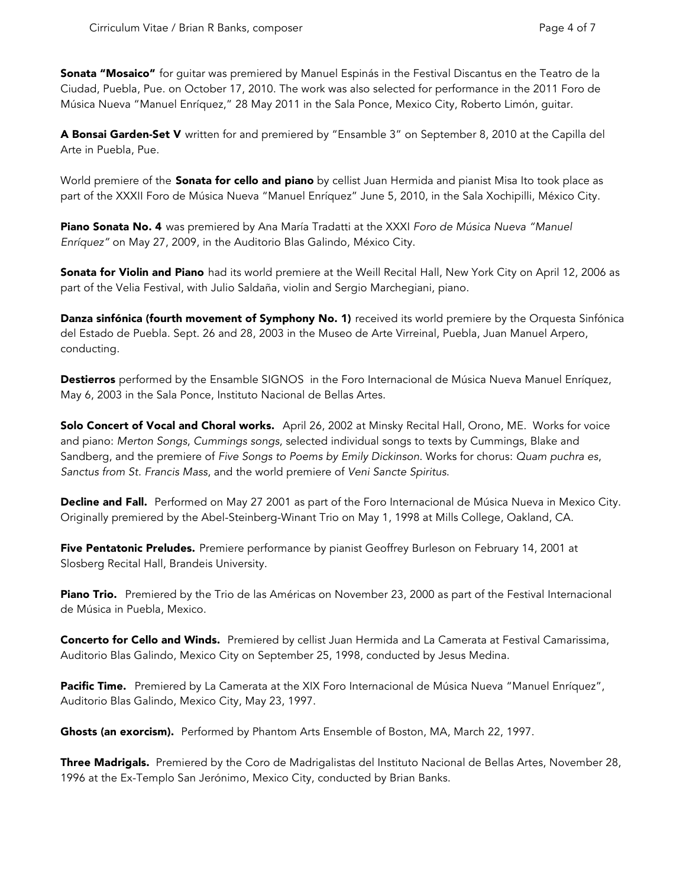**Sonata "Mosaico"** for guitar was premiered by Manuel Espinás in the Festival Discantus en the Teatro de la Ciudad, Puebla, Pue. on October 17, 2010. The work was also selected for performance in the 2011 Foro de Música Nueva "Manuel Enríquez," 28 May 2011 in the Sala Ponce, Mexico City, Roberto Limón, guitar.

**A Bonsai Garden-Set V** written for and premiered by "Ensamble 3" on September 8, 2010 at the Capilla del Arte in Puebla, Pue.

World premiere of the **Sonata for cello and piano** by cellist Juan Hermida and pianist Misa Ito took place as part of the XXXII Foro de Música Nueva "Manuel Enríquez" June 5, 2010, in the Sala Xochipilli, México City.

**Piano Sonata No. 4** was premiered by Ana María Tradatti at the XXXI *Foro de Música Nueva "Manuel Enríquez"* on May 27, 2009, in the Auditorio Blas Galindo, México City.

**Sonata for Violin and Piano** had its world premiere at the Weill Recital Hall, New York City on April 12, 2006 as part of the Velia Festival, with Julio Saldaña, violin and Sergio Marchegiani, piano.

**Danza sinfónica (fourth movement of Symphony No. 1)** received its world premiere by the Orquesta Sinfónica del Estado de Puebla. Sept. 26 and 28, 2003 in the Museo de Arte Virreinal, Puebla, Juan Manuel Arpero, conducting.

**Destierros** performed by the Ensamble SIGNOS in the Foro Internacional de Música Nueva Manuel Enríquez, May 6, 2003 in the Sala Ponce, Instituto Nacional de Bellas Artes.

**Solo Concert of Vocal and Choral works.** April 26, 2002 at Minsky Recital Hall, Orono, ME. Works for voice and piano: *Merton Songs*, *Cummings songs*, selected individual songs to texts by Cummings, Blake and Sandberg, and the premiere of *Five Songs to Poems by Emily Dickinson*. Works for chorus: *Quam puchra es*, *Sanctus from St. Francis Mass*, and the world premiere of *Veni Sancte Spiritus.*

**Decline and Fall.** Performed on May 27 2001 as part of the Foro Internacional de Música Nueva in Mexico City. Originally premiered by the Abel-Steinberg-Winant Trio on May 1, 1998 at Mills College, Oakland, CA.

**Five Pentatonic Preludes.** Premiere performance by pianist Geoffrey Burleson on February 14, 2001 at Slosberg Recital Hall, Brandeis University.

**Piano Trio.** Premiered by the Trio de las Américas on November 23, 2000 as part of the Festival Internacional de Música in Puebla, Mexico.

**Concerto for Cello and Winds.** Premiered by cellist Juan Hermida and La Camerata at Festival Camarissima, Auditorio Blas Galindo, Mexico City on September 25, 1998, conducted by Jesus Medina.

**Pacific Time.** Premiered by La Camerata at the XIX Foro Internacional de Música Nueva "Manuel Enríquez", Auditorio Blas Galindo, Mexico City, May 23, 1997.

**Ghosts (an exorcism).** Performed by Phantom Arts Ensemble of Boston, MA, March 22, 1997.

**Three Madrigals.** Premiered by the Coro de Madrigalistas del Instituto Nacional de Bellas Artes, November 28, 1996 at the Ex-Templo San Jerónimo, Mexico City, conducted by Brian Banks.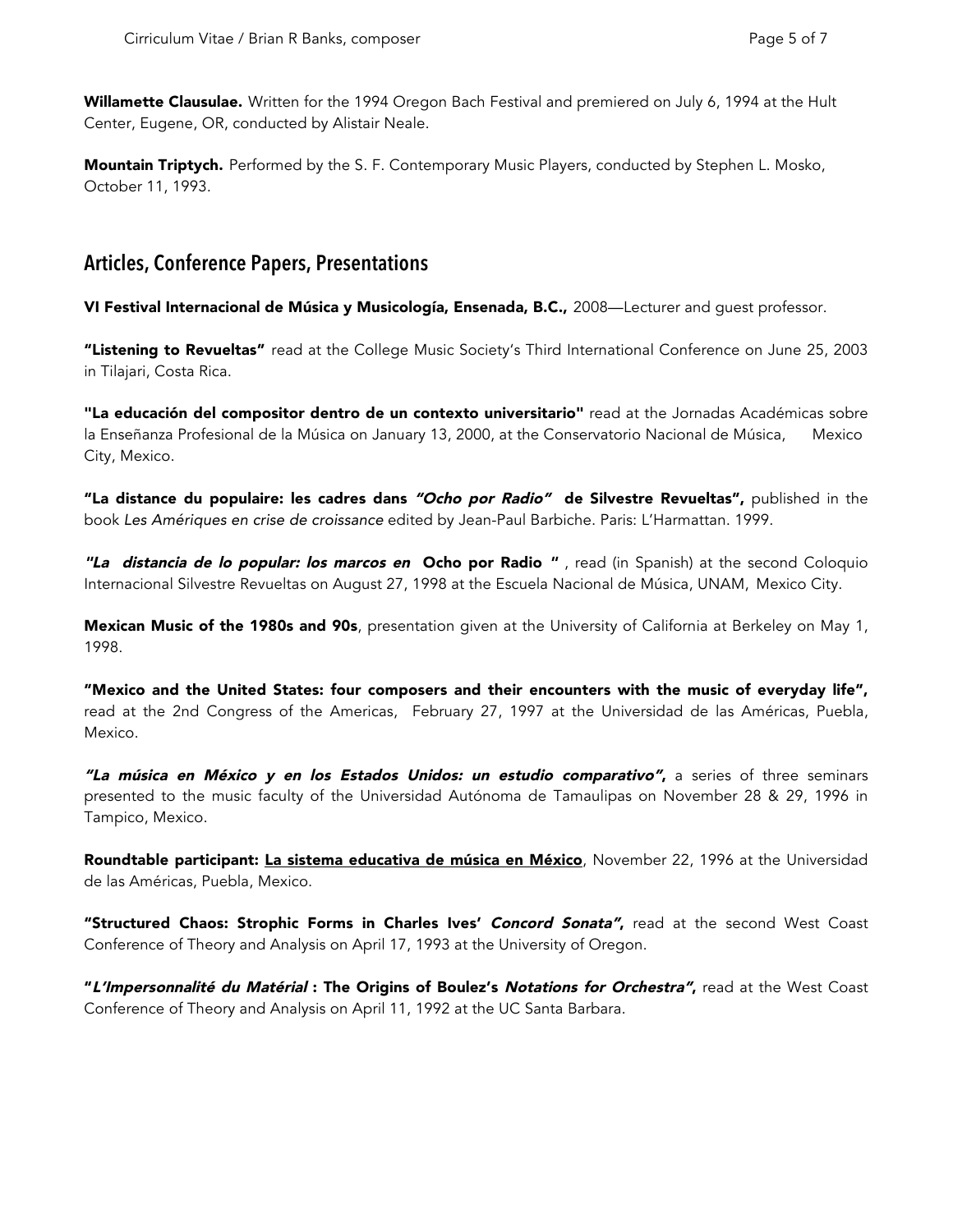**Willamette Clausulae.** Written for the 1994 Oregon Bach Festival and premiered on July 6, 1994 at the Hult Center, Eugene, OR, conducted by Alistair Neale.

**Mountain Triptych.** Performed by the S. F. Contemporary Music Players, conducted by Stephen L. Mosko, October 11, 1993.

## Articles, Conference Papers, Presentations

**VI Festival Internacional de Música y Musicología, Ensenada, B.C.,** 2008—Lecturer and guest professor.

**"Listening to Revueltas"** read at the College Music Society's Third International Conference on June 25, 2003 in Tilajari, Costa Rica.

**"La educación del compositor dentro de un contexto universitario"** read at the Jornadas Académicas sobre la Enseñanza Profesional de la Música on January 13, 2000, at the Conservatorio Nacional de Música, Mexico City, Mexico.

**"La distance du populaire: les cadres dans *"Ocho por Radio"* de Silvestre Revueltas",** published in the book *Les Amériques en crise de croissance* edited by Jean-Paul Barbiche. Paris: L'Harmattan. 1999.

***"La distancia de lo popular: los marcos en* Ocho por Radio "** , read (in Spanish) at the second Coloquio Internacional Silvestre Revueltas on August 27, 1998 at the Escuela Nacional de Música, UNAM, Mexico City.

**Mexican Music of the 1980s and 90s**, presentation given at the University of California at Berkeley on May 1, 1998.

**"Mexico and the United States: four composers and their encounters with the music of everyday life",** read at the 2nd Congress of the Americas, February 27, 1997 at the Universidad de las Américas, Puebla, Mexico.

***"La música en México y en los Estados Unidos: un estudio comparativo",*** a series of three seminars presented to the music faculty of the Universidad Autónoma de Tamaulipas on November 28 & 29, 1996 in Tampico, Mexico.

**Roundtable participant: <u>La sistema educativa de música en México</u>**, November 22, 1996 at the Universidad de las Américas, Puebla, Mexico.

**"Structured Chaos: Strophic Forms in Charles Ives' *Concord Sonata"*,** read at the second West Coast Conference of Theory and Analysis on April 17, 1993 at the University of Oregon.

**"*L'Impersonnalité du Matérial* : The Origins of Boulez's *Notations for Orchestra"*,** read at the West Coast Conference of Theory and Analysis on April 11, 1992 at the UC Santa Barbara.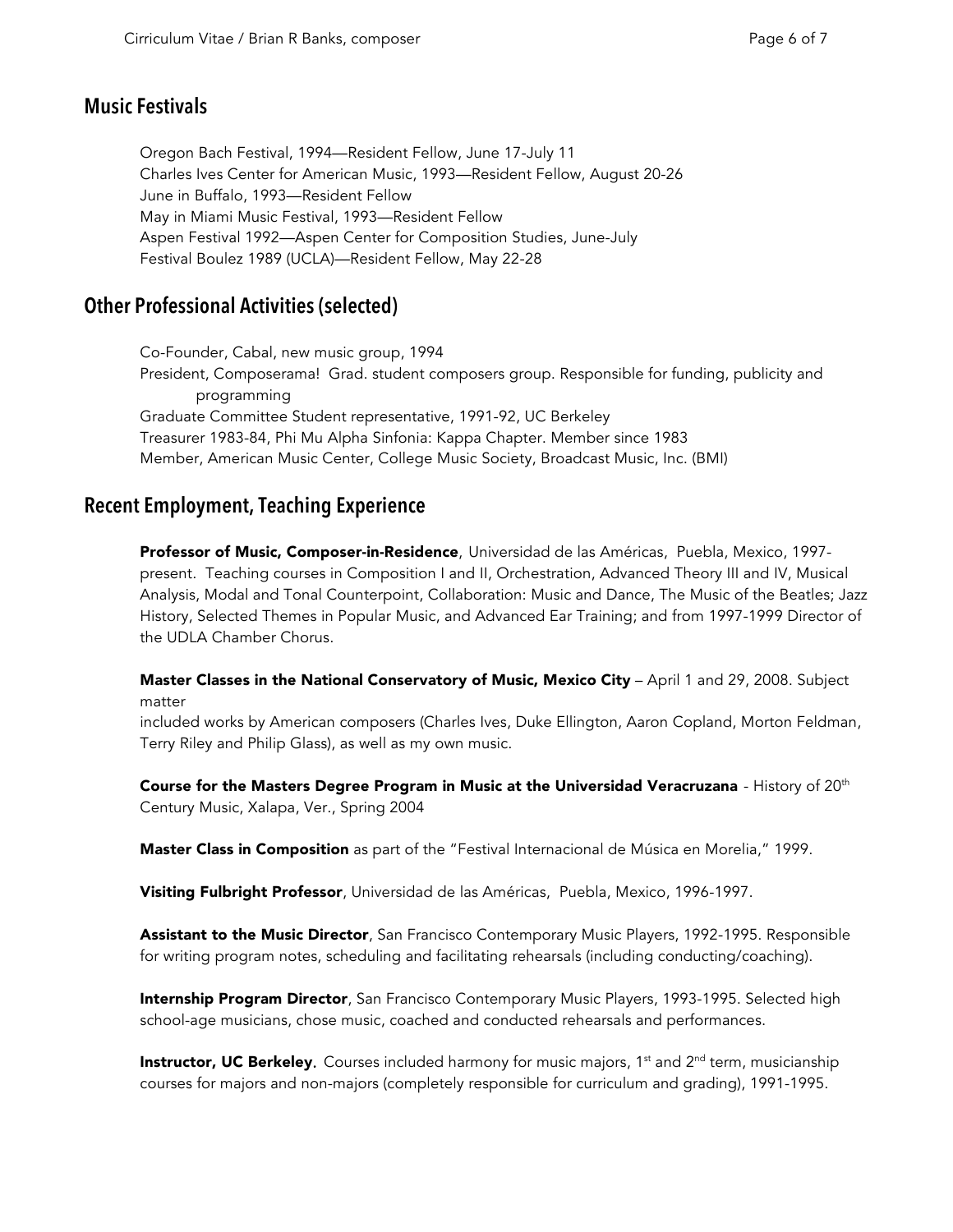## Music Festivals

Oregon Bach Festival, 1994—Resident Fellow, June 17-July 11
Charles Ives Center for American Music, 1993—Resident Fellow, August 20-26
June in Buffalo, 1993—Resident Fellow
May in Miami Music Festival, 1993—Resident Fellow
Aspen Festival 1992—Aspen Center for Composition Studies, June-July
Festival Boulez 1989 (UCLA)—Resident Fellow, May 22-28

## Other Professional Activities (selected)

Co-Founder, Cabal, new music group, 1994
President, Composerama! Grad. student composers group. Responsible for funding, publicity and programming
Graduate Committee Student representative, 1991-92, UC Berkeley
Treasurer 1983-84, Phi Mu Alpha Sinfonia: Kappa Chapter. Member since 1983
Member, American Music Center, College Music Society, Broadcast Music, Inc. (BMI)

## Recent Employment, Teaching Experience

**Professor of Music, Composer-in-Residence**, Universidad de las Américas, Puebla, Mexico, 1997-present. Teaching courses in Composition I and II, Orchestration, Advanced Theory III and IV, Musical Analysis, Modal and Tonal Counterpoint, Collaboration: Music and Dance, The Music of the Beatles; Jazz History, Selected Themes in Popular Music, and Advanced Ear Training; and from 1997-1999 Director of the UDLA Chamber Chorus.

**Master Classes in the National Conservatory of Music, Mexico City** – April 1 and 29, 2008. Subject matter
included works by American composers (Charles Ives, Duke Ellington, Aaron Copland, Morton Feldman, Terry Riley and Philip Glass), as well as my own music.

**Course for the Masters Degree Program in Music at the Universidad Veracruzana** - History of 20th Century Music, Xalapa, Ver., Spring 2004

**Master Class in Composition** as part of the "Festival Internacional de Música en Morelia," 1999.

**Visiting Fulbright Professor**, Universidad de las Américas, Puebla, Mexico, 1996-1997.

**Assistant to the Music Director**, San Francisco Contemporary Music Players, 1992-1995. Responsible for writing program notes, scheduling and facilitating rehearsals (including conducting/coaching).

**Internship Program Director**, San Francisco Contemporary Music Players, 1993-1995. Selected high school-age musicians, chose music, coached and conducted rehearsals and performances.

**Instructor, UC Berkeley.** Courses included harmony for music majors, 1st and 2nd term, musicianship courses for majors and non-majors (completely responsible for curriculum and grading), 1991-1995.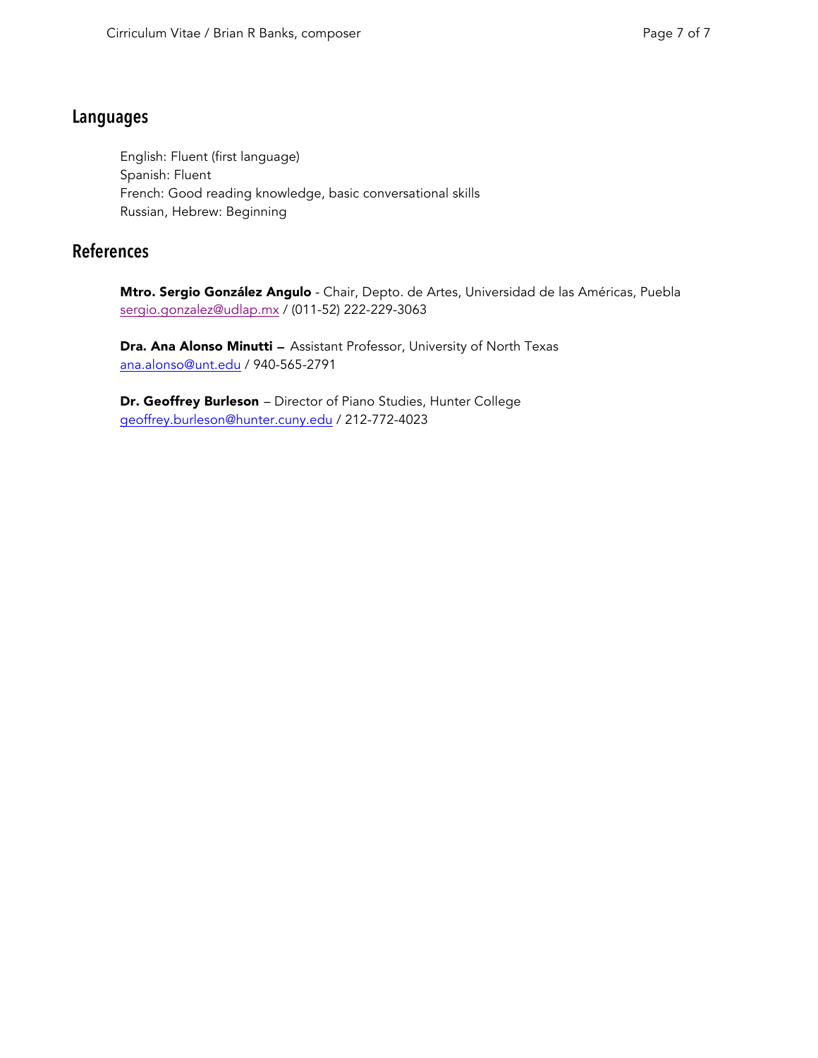## Languages

English: Fluent (first language)
Spanish: Fluent
French: Good reading knowledge, basic conversational skills
Russian, Hebrew: Beginning

## References

**Mtro. Sergio González Angulo** - Chair, Depto. de Artes, Universidad de las Américas, Puebla
sergio.gonzalez@udlap.mx / (011-52) 222-229-3063

**Dra. Ana Alonso Minutti –** Assistant Professor, University of North Texas
ana.alonso@unt.edu / 940-565-2791

**Dr. Geoffrey Burleson** – Director of Piano Studies, Hunter College
geoffrey.burleson@hunter.cuny.edu / 212-772-4023